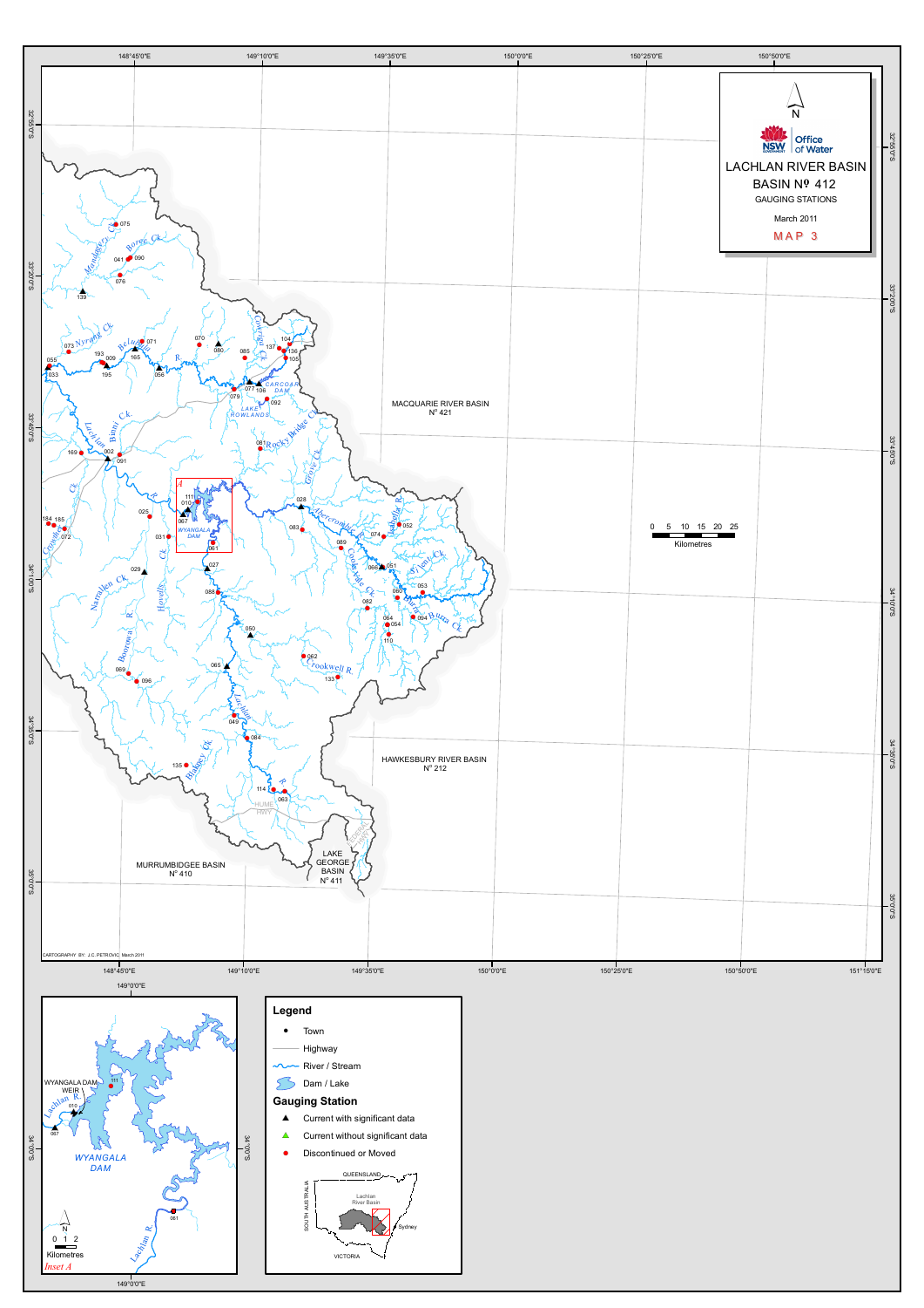# LACHLAN RIVER BASIN

## BASIN Nº 412

GAUGING STATIONS

March 2011

MAP 3

NSW Office of Water

MACQUARIE RIVER BASIN
Nº 421

HAWKESBURY RIVER BASIN
Nº 212

MURRUMBIDGEE BASIN
Nº 410

LAKE GEORGE BASIN
Nº 411

0 5 10 15 20 25
Kilometres

CARTOGRAPHY BY: J.C. PETROVIC March 2011

Inset A — WYANGALA DAM

0 1 2
Kilometres

## Legend

- Town
- Highway
- River / Stream
- Dam / Lake

### Gauging Station

- ▲ Current with significant data
- ▲ Current without significant data
- ● Discontinued or Moved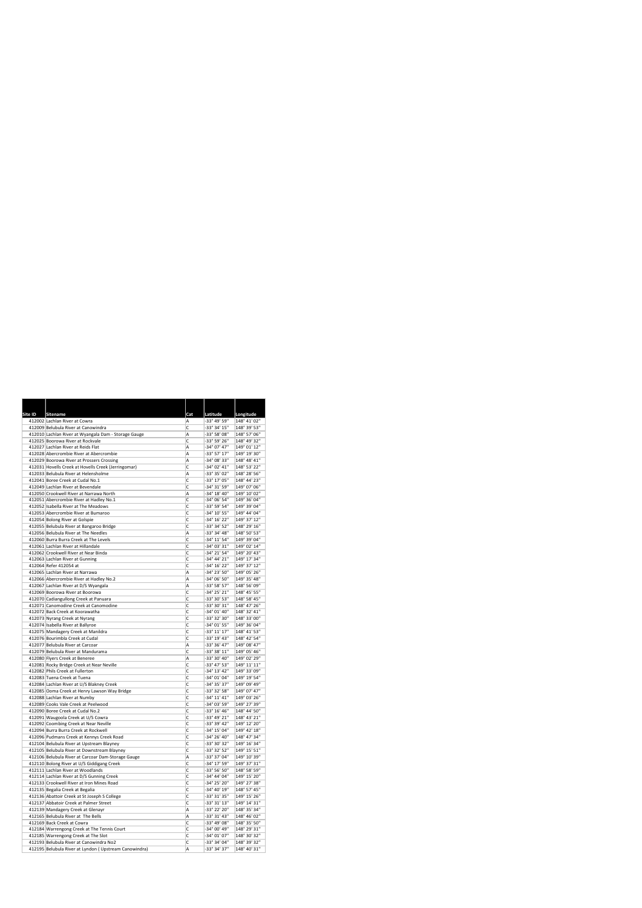| Site ID | Sitename | Cat | Latitude | Longitude |
| --- | --- | --- | --- | --- |
| 412002 | Lachlan River at Cowra | A | -33° 49' 59" | 148° 41' 02" |
| 412009 | Belubula River at Canowindra | C | -33° 34' 15" | 148° 39' 53" |
| 412010 | Lachlan River at Wyangala Dam - Storage Gauge | A | -33° 58' 08" | 148° 57' 06" |
| 412025 | Boorowa River at Rockvale | C | -33° 59' 26" | 148° 49' 32" |
| 412027 | Lachlan River at Reids Flat | A | -34° 07' 47" | 149° 01' 12" |
| 412028 | Abercrombie River at Abercrombie | A | -33° 57' 17" | 149° 19' 30" |
| 412029 | Boorowa River at Prossers Crossing | A | -34° 08' 33" | 148° 48' 41" |
| 412031 | Hovells Creek at Hovells Creek (Jerringomar) | C | -34° 02' 41" | 148° 53' 22" |
| 412033 | Belubula River at Helensholme | A | -33° 35' 02" | 148° 28' 56" |
| 412041 | Boree Creek at Cudal No.1 | C | -33° 17' 05" | 148° 44' 23" |
| 412049 | Lachlan River at Bevendale | C | -34° 31' 59" | 149° 07' 06" |
| 412050 | Crookwell River at Narrawa North | A | -34° 18' 40" | 149° 10' 02" |
| 412051 | Abercrombie River at Hadley No.1 | C | -34° 06' 54" | 149° 36' 04" |
| 412052 | Isabella River at The Meadows | C | -33° 59' 54" | 149° 39' 04" |
| 412053 | Abercrombie River at Bumaroo | C | -34° 10' 55" | 149° 44' 04" |
| 412054 | Bolong River at Golspie | C | -34° 16' 22" | 149° 37' 12" |
| 412055 | Belubula River at Bangaroo Bridge | C | -33° 34' 52" | 148° 29' 16" |
| 412056 | Belubula River at The Needles | A | -33° 34' 48" | 148° 50' 53" |
| 412060 | Burra Burra Creek at The Levels | C | -34° 11' 54" | 149° 39' 04" |
| 412061 | Lachlan River at Hillandale | C | -34° 03' 31" | 149° 02' 14" |
| 412062 | Crookwell River at Near Binda | C | -34° 21' 54" | 149° 20' 43" |
| 412063 | Lachlan River at Gunning | C | -34° 44' 21" | 149° 17' 34" |
| 412064 | Refer 412054 at | C | -34° 16' 22" | 149° 37' 12" |
| 412065 | Lachlan River at Narrawa | A | -34° 23' 50" | 149° 05' 26" |
| 412066 | Abercrombie River at Hadley No.2 | A | -34° 06' 50" | 149° 35' 48" |
| 412067 | Lachlan River at D/S Wyangala | A | -33° 58' 57" | 148° 56' 09" |
| 412069 | Boorowa River at Boorowa | C | -34° 25' 21" | 148° 45' 55" |
| 412070 | Cadiangullong Creek at Panuara | C | -33° 30' 53" | 148° 58' 45" |
| 412071 | Canomodine Creek at Canomodine | C | -33° 30' 31" | 148° 47' 26" |
| 412072 | Back Creek at Koorawatha | C | -34° 01' 40" | 148° 32' 41" |
| 412073 | Nyrang Creek at Nyrang | C | -33° 32' 30" | 148° 33' 00" |
| 412074 | Isabella River at Ballyroe | C | -34° 01' 55" | 149° 36' 04" |
| 412075 | Mandagery Creek at Manildra | C | -33° 11' 17" | 148° 41' 53" |
| 412076 | Bourimbla Creek at Cudal | C | -33° 19' 43" | 148° 42' 54" |
| 412077 | Belubula River at Carcoar | A | -33° 36' 47" | 149° 08' 47" |
| 412079 | Belubula River at Mandurama | C | -33° 38' 11" | 149° 05' 46" |
| 412080 | Flyers Creek at Beneree | A | -33° 30' 40" | 149° 02' 29" |
| 412081 | Rocky Bridge Creek at Near Neville | C | -33° 47' 53" | 149° 11' 11" |
| 412082 | Phils Creek at Fullerton | C | -34° 13' 42" | 149° 33' 09" |
| 412083 | Tuena Creek at Tuena | C | -34° 01' 04" | 149° 19' 54" |
| 412084 | Lachlan River at U/S Blakney Creek | C | -34° 35' 37" | 149° 09' 49" |
| 412085 | Ooma Creek at Henry Lawson Way Bridge | C | -33° 32' 58" | 149° 07' 47" |
| 412088 | Lachlan River at Numby | C | -34° 11' 41" | 149° 03' 26" |
| 412089 | Cooks Vale Creek at Peelwood | C | -34° 03' 59" | 149° 27' 39" |
| 412090 | Boree Creek at Cudal No.2 | C | -33° 16' 46" | 148° 44' 50" |
| 412091 | Waugoola Creek at U/S Cowra | C | -33° 49' 21" | 148° 43' 21" |
| 412092 | Coombing Creek at Near Neville | C | -33° 39' 42" | 149° 12' 20" |
| 412094 | Burra Burra Creek at Rockwell | C | -34° 15' 04" | 149° 42' 18" |
| 412096 | Pudmans Creek at Kennys Creek Road | C | -34° 26' 40" | 148° 47' 34" |
| 412104 | Belubula River at Upstream Blayney | C | -33° 30' 32" | 149° 16' 34" |
| 412105 | Belubula River at Downstream Blayney | C | -33° 32' 52" | 149° 15' 51" |
| 412106 | Belubula River at Carcoar Dam-Storage Gauge | A | -33° 37' 04" | 149° 10' 39" |
| 412110 | Bolong River at U/S Giddigang Creek | C | -34° 17' 59" | 149° 37' 31" |
| 412111 | Lachlan River at Woodlands | C | -33° 56' 50" | 148° 58' 59" |
| 412114 | Lachlan River at D/S Gunning Creek | C | -34° 44' 04" | 149° 15' 20" |
| 412133 | Crookwell River at Iron Mines Road | C | -34° 25' 20" | 149° 27' 38" |
| 412135 | Begalia Creek at Begalia | C | -34° 40' 19" | 148° 57' 45" |
| 412136 | Abattoir Creek at St Joseph S College | C | -33° 31' 35" | 149° 15' 26" |
| 412137 | Abbatoir Creek at Palmer Street | C | -33° 31' 13" | 149° 14' 31" |
| 412139 | Mandagery Creek at Glenayr | A | -33° 22' 20" | 148° 35' 34" |
| 412165 | Belubula River at The Bells | A | -33° 31' 43" | 148° 46' 02" |
| 412169 | Back Creek at Cowra | C | -33° 49' 08" | 148° 35' 50" |
| 412184 | Warrengong Creek at The Tennis Court | C | -34° 00' 49" | 148° 29' 31" |
| 412185 | Warrengong Creek at The Slot | C | -34° 01' 07" | 148° 30' 32" |
| 412193 | Belubula River at Canowindra No2 | C | -33° 34' 04" | 148° 39' 32" |
| 412195 | Belubula River at Lyndon ( Upstream Canowindra) | A | -33° 34' 37" | 148° 40' 31" |